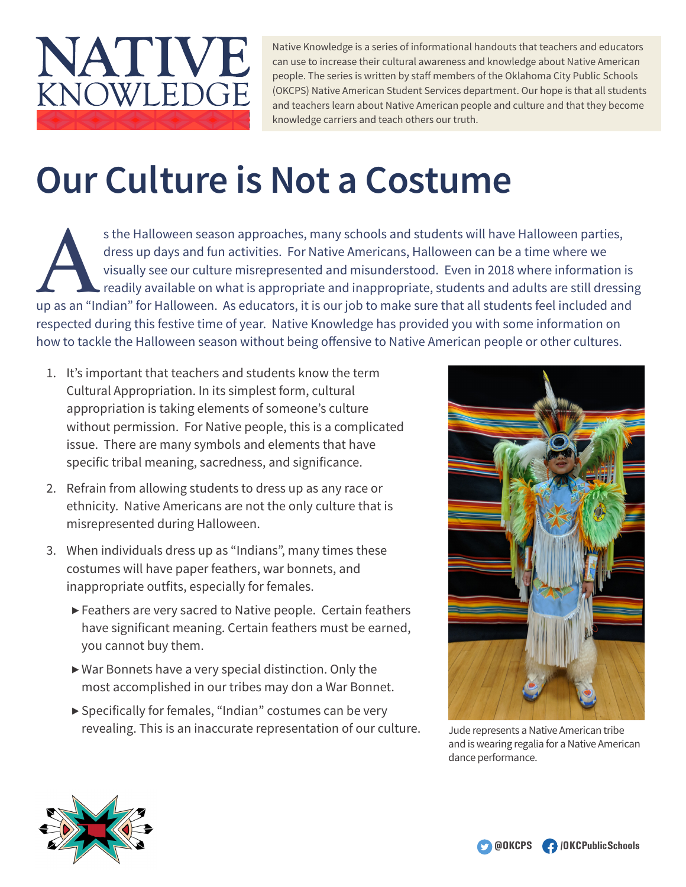# NATIVE KNOWLEDGE

Native Knowledge is a series of informational handouts that teachers and educators can use to increase their cultural awareness and knowledge about Native American people. The series is written by staff members of the Oklahoma City Public Schools (OKCPS) Native American Student Services department. Our hope is that all students and teachers learn about Native American people and culture and that they become knowledge carriers and teach others our truth.

# Our Culture is Not a Costume

As the Halloween season approaches, many schools and students will have Halloween parties, dress up days and fun activities. For Native Americans, Halloween can be a time where we visually see our culture misrepresented and misunderstood. Even in 2018 where information is readily available on what is appropriate and inappropriate, students and adults are still dressing up as an "Indian" for Halloween. As educators, it is our job to make sure that all students feel included and respected during this festive time of year. Native Knowledge has provided you with some information on how to tackle the Halloween season without being offensive to Native American people or other cultures.

1. It's important that teachers and students know the term Cultural Appropriation. In its simplest form, cultural appropriation is taking elements of someone's culture without permission. For Native people, this is a complicated issue. There are many symbols and elements that have specific tribal meaning, sacredness, and significance.
2. Refrain from allowing students to dress up as any race or ethnicity. Native Americans are not the only culture that is misrepresented during Halloween.
3. When individuals dress up as "Indians", many times these costumes will have paper feathers, war bonnets, and inappropriate outfits, especially for females.
   - Feathers are very sacred to Native people. Certain feathers have significant meaning. Certain feathers must be earned, you cannot buy them.
   - War Bonnets have a very special distinction. Only the most accomplished in our tribes may don a War Bonnet.
   - Specifically for females, "Indian" costumes can be very revealing. This is an inaccurate representation of our culture.

Jude represents a Native American tribe and is wearing regalia for a Native American dance performance.

@OKCPS /OKCPublicSchools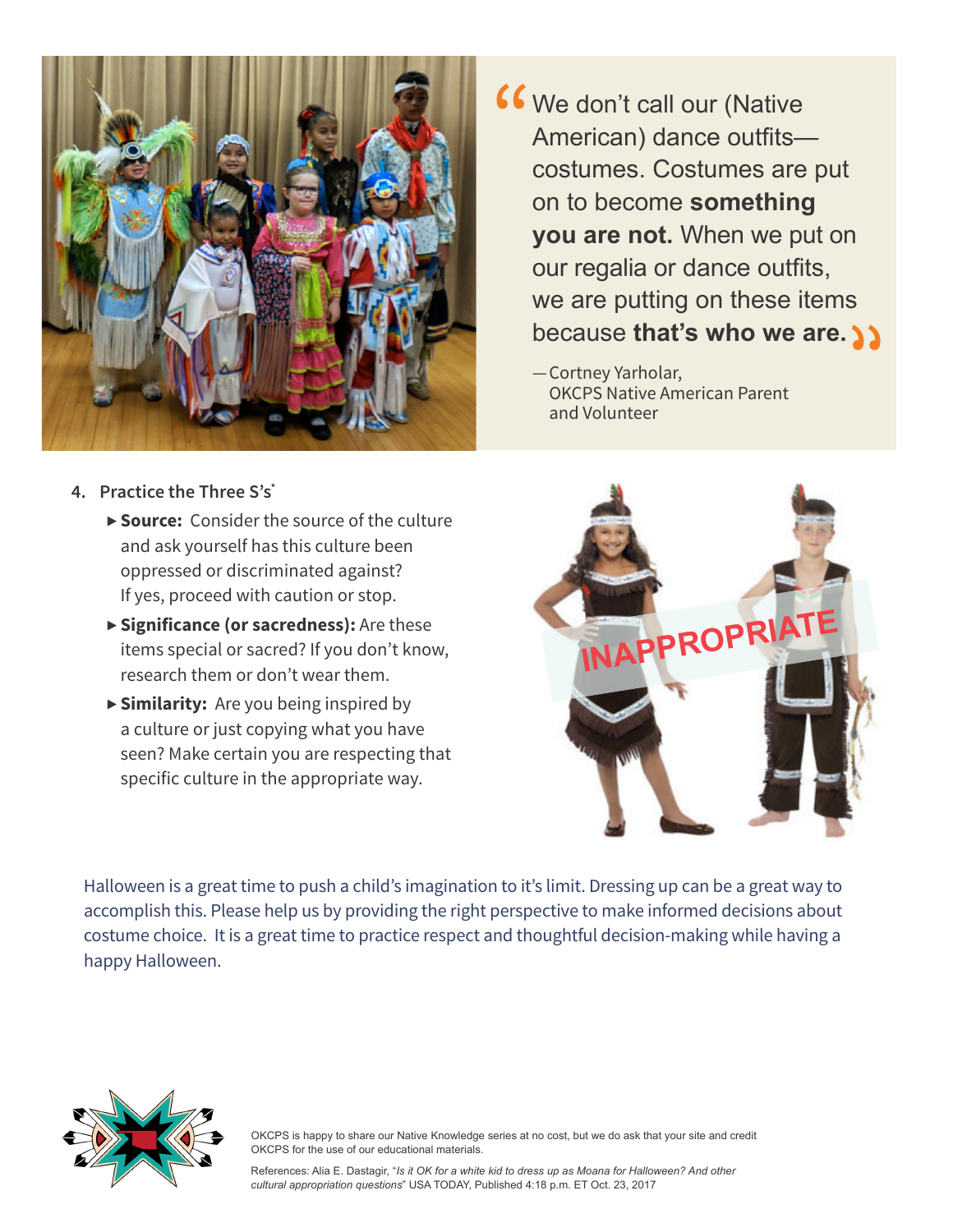> "We don't call our (Native American) dance outfits—costumes. Costumes are put on to become **something you are not.** When we put on our regalia or dance outfits, we are putting on these items because **that's who we are.**"
>
> —Cortney Yarholar, OKCPS Native American Parent and Volunteer

4. **Practice the Three S's***
   - **Source:** Consider the source of the culture and ask yourself has this culture been oppressed or discriminated against? If yes, proceed with caution or stop.
   - **Significance (or sacredness):** Are these items special or sacred? If you don't know, research them or don't wear them.
   - **Similarity:** Are you being inspired by a culture or just copying what you have seen? Make certain you are respecting that specific culture in the appropriate way.

INAPPROPRIATE

Halloween is a great time to push a child's imagination to it's limit. Dressing up can be a great way to accomplish this. Please help us by providing the right perspective to make informed decisions about costume choice. It is a great time to practice respect and thoughtful decision-making while having a happy Halloween.

OKCPS is happy to share our Native Knowledge series at no cost, but we do ask that your site and credit OKCPS for the use of our educational materials.

References: Alia E. Dastagir, "*Is it OK for a white kid to dress up as Moana for Halloween? And other cultural appropriation questions*" USA TODAY, Published 4:18 p.m. ET Oct. 23, 2017